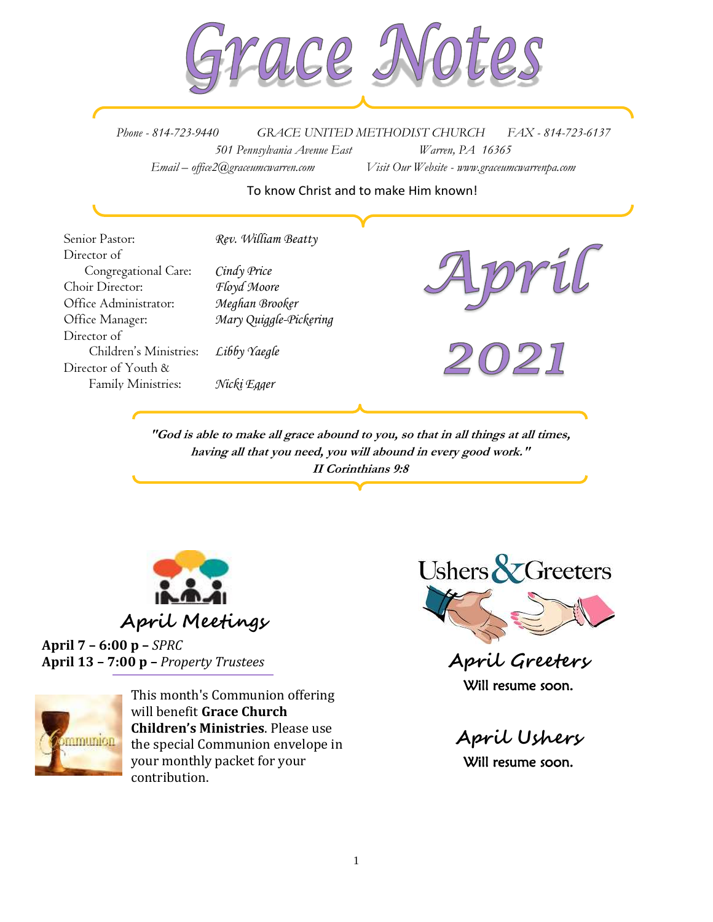# Grace Notes

*Phone - 814-723-9440* *GRACE UNITED METHODIST CHURCH* *FAX - 814-723-6137*
*501 Pennsylvania Avenue East* *Warren, PA 16365*
*Email – office2@graceumcwarren.com* *Visit Our Website - www.graceumcwarrenpa.com*

To know Christ and to make Him known!

Senior Pastor: *Rev. William Beatty*
Director of Congregational Care: *Cindy Price*
Choir Director: *Floyd Moore*
Office Administrator: *Meghan Brooker*
Office Manager: *Mary Quiggle-Pickering*
Director of Children's Ministries: *Libby Yaegle*
Director of Youth & Family Ministries: *Nicki Egger*

## April 2021

***"God is able to make all grace abound to you, so that in all things at all times, having all that you need, you will abound in every good work."***
***II Corinthians 9:8***

## April Meetings

**April 7 – 6:00 p –** *SPRC*
**April 13 – 7:00 p –** *Property Trustees*

This month's Communion offering will benefit **Grace Church Children's Ministries**. Please use the special Communion envelope in your monthly packet for your contribution.

## Ushers & Greeters

### April Greeters

Will resume soon.

### April Ushers

Will resume soon.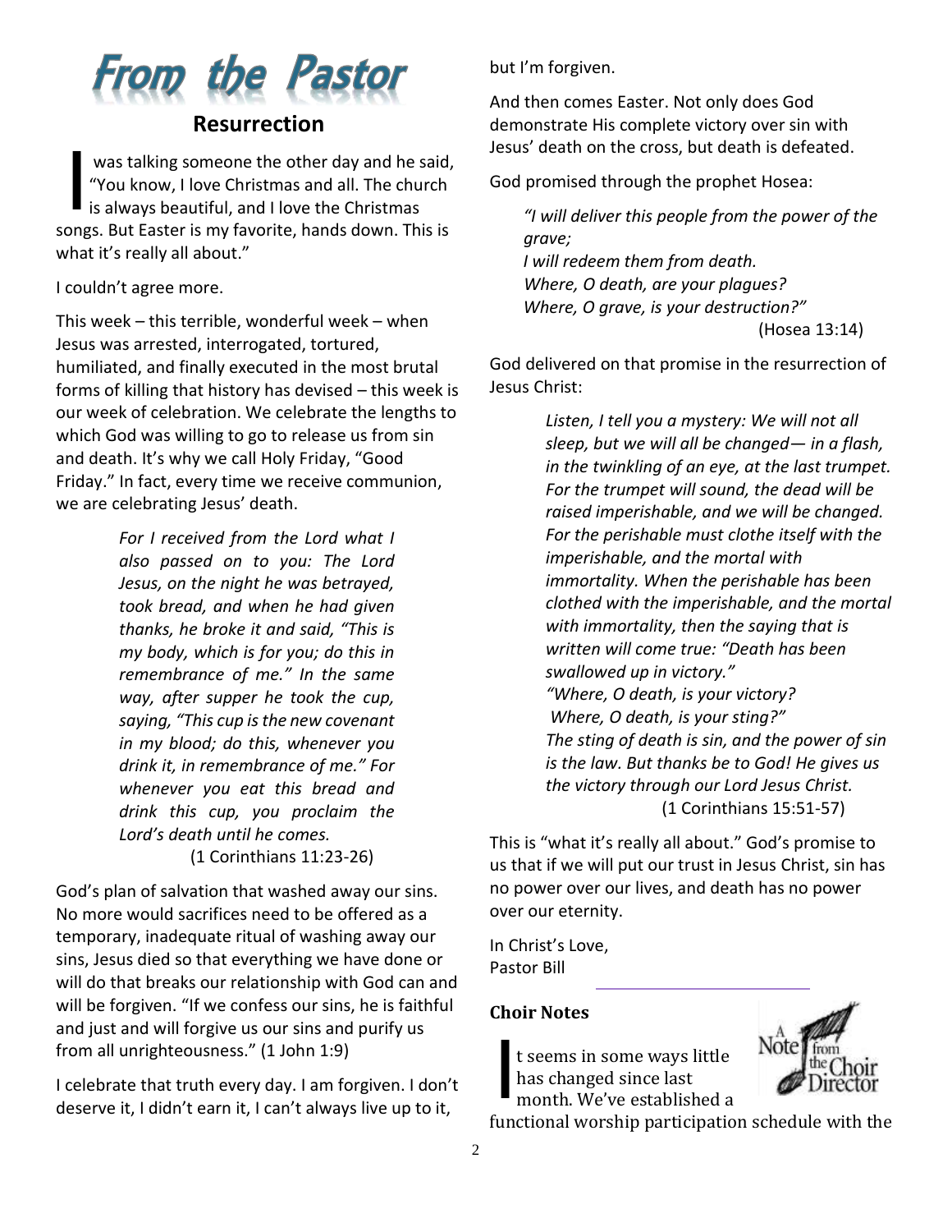# From the Pastor

## Resurrection

I was talking someone the other day and he said, "You know, I love Christmas and all. The church is always beautiful, and I love the Christmas songs. But Easter is my favorite, hands down. This is what it's really all about."

I couldn't agree more.

This week – this terrible, wonderful week – when Jesus was arrested, interrogated, tortured, humiliated, and finally executed in the most brutal forms of killing that history has devised – this week is our week of celebration. We celebrate the lengths to which God was willing to go to release us from sin and death. It's why we call Holy Friday, "Good Friday." In fact, every time we receive communion, we are celebrating Jesus' death.

> *For I received from the Lord what I also passed on to you: The Lord Jesus, on the night he was betrayed, took bread, and when he had given thanks, he broke it and said, "This is my body, which is for you; do this in remembrance of me." In the same way, after supper he took the cup, saying, "This cup is the new covenant in my blood; do this, whenever you drink it, in remembrance of me." For whenever you eat this bread and drink this cup, you proclaim the Lord's death until he comes.*
> (1 Corinthians 11:23-26)

God's plan of salvation that washed away our sins. No more would sacrifices need to be offered as a temporary, inadequate ritual of washing away our sins, Jesus died so that everything we have done or will do that breaks our relationship with God can and will be forgiven. "If we confess our sins, he is faithful and just and will forgive us our sins and purify us from all unrighteousness." (1 John 1:9)

I celebrate that truth every day. I am forgiven. I don't deserve it, I didn't earn it, I can't always live up to it, but I'm forgiven.

And then comes Easter. Not only does God demonstrate His complete victory over sin with Jesus' death on the cross, but death is defeated.

God promised through the prophet Hosea:

> *"I will deliver this people from the power of the grave;*
> *I will redeem them from death.*
> *Where, O death, are your plagues?*
> *Where, O grave, is your destruction?"*
> (Hosea 13:14)

God delivered on that promise in the resurrection of Jesus Christ:

> *Listen, I tell you a mystery: We will not all sleep, but we will all be changed— in a flash, in the twinkling of an eye, at the last trumpet. For the trumpet will sound, the dead will be raised imperishable, and we will be changed. For the perishable must clothe itself with the imperishable, and the mortal with immortality. When the perishable has been clothed with the imperishable, and the mortal with immortality, then the saying that is written will come true: "Death has been swallowed up in victory."*
> *"Where, O death, is your victory?*
> *Where, O death, is your sting?"*
> *The sting of death is sin, and the power of sin is the law. But thanks be to God! He gives us the victory through our Lord Jesus Christ.*
> (1 Corinthians 15:51-57)

This is "what it's really all about." God's promise to us that if we will put our trust in Jesus Christ, sin has no power over our lives, and death has no power over our eternity.

In Christ's Love,
Pastor Bill

---

### Choir Notes

It seems in some ways little has changed since last month. We've established a functional worship participation schedule with the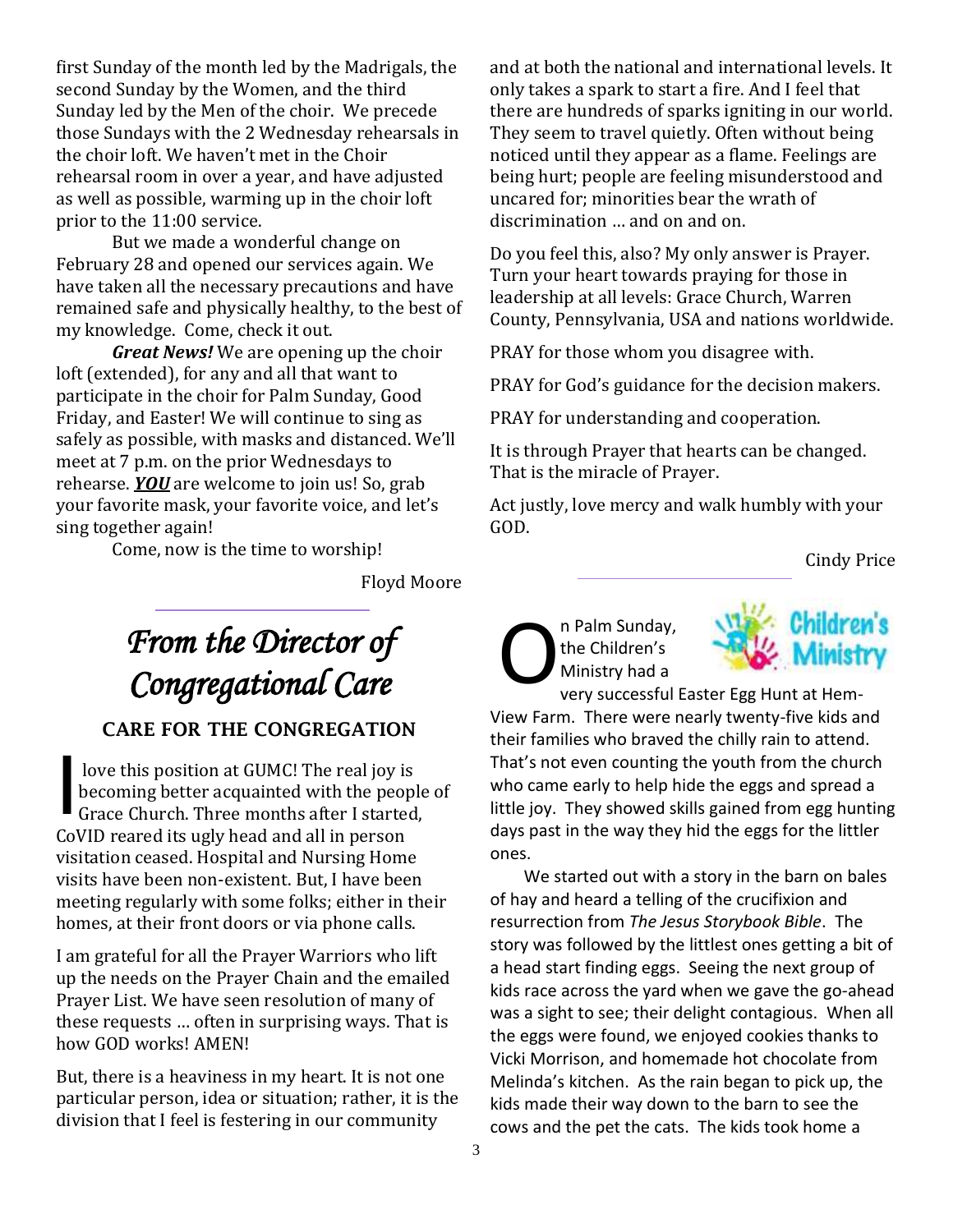first Sunday of the month led by the Madrigals, the second Sunday by the Women, and the third Sunday led by the Men of the choir. We precede those Sundays with the 2 Wednesday rehearsals in the choir loft. We haven't met in the Choir rehearsal room in over a year, and have adjusted as well as possible, warming up in the choir loft prior to the 11:00 service.

But we made a wonderful change on February 28 and opened our services again. We have taken all the necessary precautions and have remained safe and physically healthy, to the best of my knowledge. Come, check it out.

***Great News!*** We are opening up the choir loft (extended), for any and all that want to participate in the choir for Palm Sunday, Good Friday, and Easter! We will continue to sing as safely as possible, with masks and distanced. We'll meet at 7 p.m. on the prior Wednesdays to rehearse. ***YOU*** are welcome to join us! So, grab your favorite mask, your favorite voice, and let's sing together again!

Come, now is the time to worship!

Floyd Moore

# *From the Director of Congregational Care*

## CARE FOR THE CONGREGATION

I love this position at GUMC! The real joy is becoming better acquainted with the people of Grace Church. Three months after I started, CoVID reared its ugly head and all in person visitation ceased. Hospital and Nursing Home visits have been non-existent. But, I have been meeting regularly with some folks; either in their homes, at their front doors or via phone calls.

I am grateful for all the Prayer Warriors who lift up the needs on the Prayer Chain and the emailed Prayer List. We have seen resolution of many of these requests … often in surprising ways. That is how GOD works! AMEN!

But, there is a heaviness in my heart. It is not one particular person, idea or situation; rather, it is the division that I feel is festering in our community and at both the national and international levels. It only takes a spark to start a fire. And I feel that there are hundreds of sparks igniting in our world. They seem to travel quietly. Often without being noticed until they appear as a flame. Feelings are being hurt; people are feeling misunderstood and uncared for; minorities bear the wrath of discrimination … and on and on.

Do you feel this, also? My only answer is Prayer. Turn your heart towards praying for those in leadership at all levels: Grace Church, Warren County, Pennsylvania, USA and nations worldwide.

PRAY for those whom you disagree with.

PRAY for God's guidance for the decision makers.

PRAY for understanding and cooperation.

It is through Prayer that hearts can be changed. That is the miracle of Prayer.

Act justly, love mercy and walk humbly with your GOD.

Cindy Price

## Children's Ministry

On Palm Sunday, the Children's Ministry had a very successful Easter Egg Hunt at Hem-View Farm. There were nearly twenty-five kids and their families who braved the chilly rain to attend. That's not even counting the youth from the church who came early to help hide the eggs and spread a little joy. They showed skills gained from egg hunting days past in the way they hid the eggs for the littler ones.

We started out with a story in the barn on bales of hay and heard a telling of the crucifixion and resurrection from *The Jesus Storybook Bible*. The story was followed by the littlest ones getting a bit of a head start finding eggs. Seeing the next group of kids race across the yard when we gave the go-ahead was a sight to see; their delight contagious. When all the eggs were found, we enjoyed cookies thanks to Vicki Morrison, and homemade hot chocolate from Melinda's kitchen. As the rain began to pick up, the kids made their way down to the barn to see the cows and the pet the cats. The kids took home a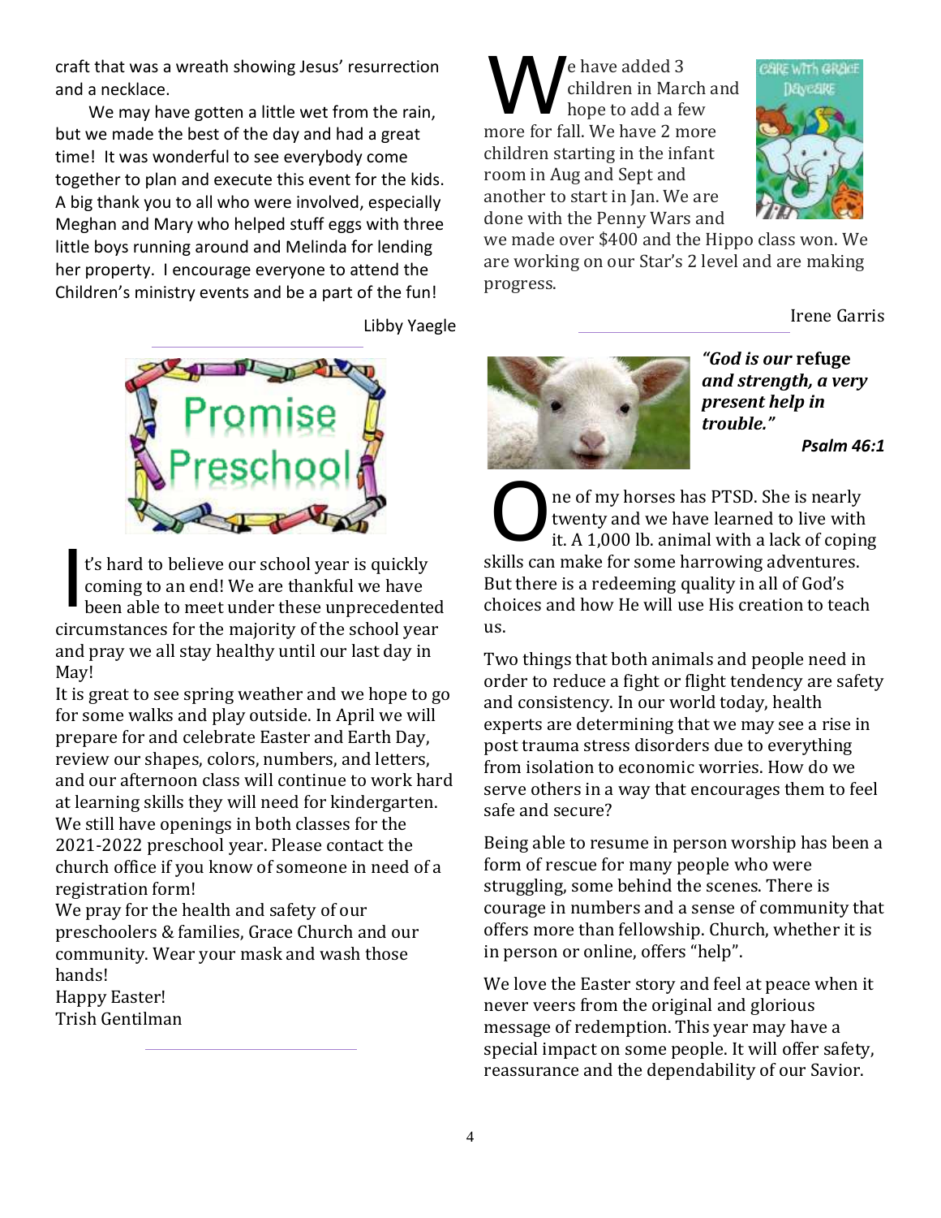craft that was a wreath showing Jesus' resurrection and a necklace.

We may have gotten a little wet from the rain, but we made the best of the day and had a great time! It was wonderful to see everybody come together to plan and execute this event for the kids. A big thank you to all who were involved, especially Meghan and Mary who helped stuff eggs with three little boys running around and Melinda for lending her property. I encourage everyone to attend the Children's ministry events and be a part of the fun!

Libby Yaegle

---

## Promise Preschool

It's hard to believe our school year is quickly coming to an end! We are thankful we have been able to meet under these unprecedented circumstances for the majority of the school year and pray we all stay healthy until our last day in May!

It is great to see spring weather and we hope to go for some walks and play outside. In April we will prepare for and celebrate Easter and Earth Day, review our shapes, colors, numbers, and letters, and our afternoon class will continue to work hard at learning skills they will need for kindergarten. We still have openings in both classes for the 2021-2022 preschool year. Please contact the church office if you know of someone in need of a registration form!

We pray for the health and safety of our preschoolers & families, Grace Church and our community. Wear your mask and wash those hands!

Happy Easter!
Trish Gentilman

---

## Care With Grace Daycare

We have added 3 children in March and hope to add a few more for fall. We have 2 more children starting in the infant room in Aug and Sept and another to start in Jan. We are done with the Penny Wars and we made over $400 and the Hippo class won. We are working on our Star's 2 level and are making progress.

Irene Garris

---

***"God is our* refuge *and strength, a very present help in trouble."***

***Psalm 46:1***

One of my horses has PTSD. She is nearly twenty and we have learned to live with it. A 1,000 lb. animal with a lack of coping skills can make for some harrowing adventures. But there is a redeeming quality in all of God's choices and how He will use His creation to teach us.

Two things that both animals and people need in order to reduce a fight or flight tendency are safety and consistency. In our world today, health experts are determining that we may see a rise in post trauma stress disorders due to everything from isolation to economic worries. How do we serve others in a way that encourages them to feel safe and secure?

Being able to resume in person worship has been a form of rescue for many people who were struggling, some behind the scenes. There is courage in numbers and a sense of community that offers more than fellowship. Church, whether it is in person or online, offers "help".

We love the Easter story and feel at peace when it never veers from the original and glorious message of redemption. This year may have a special impact on some people. It will offer safety, reassurance and the dependability of our Savior.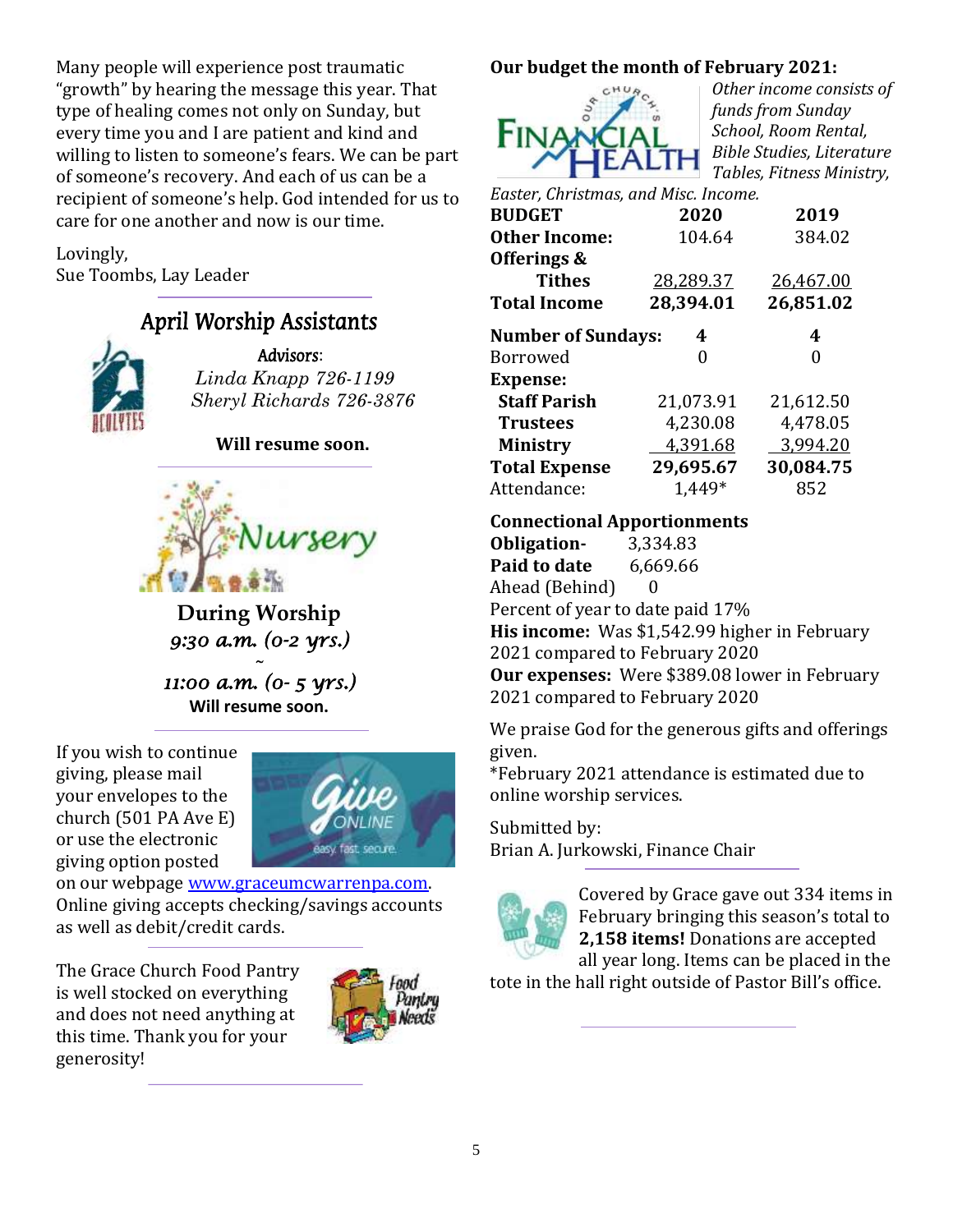Many people will experience post traumatic "growth" by hearing the message this year. That type of healing comes not only on Sunday, but every time you and I are patient and kind and willing to listen to someone's fears. We can be part of someone's recovery. And each of us can be a recipient of someone's help. God intended for us to care for one another and now is our time.

Lovingly,
Sue Toombs, Lay Leader

## April Worship Assistants

**Advisors:**
*Linda Knapp 726-1199*
*Sheryl Richards 726-3876*

**Will resume soon.**

## Nursery

**During Worship**
*9:30 a.m. (0-2 yrs.)*
~
*11:00 a.m. (0- 5 yrs.)*
**Will resume soon.**

If you wish to continue giving, please mail your envelopes to the church (501 PA Ave E) or use the electronic giving option posted on our webpage www.graceumcwarrenpa.com. Online giving accepts checking/savings accounts as well as debit/credit cards.

The Grace Church Food Pantry is well stocked on everything and does not need anything at this time. Thank you for your generosity!

## Our budget the month of February 2021:

*Other income consists of funds from Sunday School, Room Rental, Bible Studies, Literature Tables, Fitness Ministry, Easter, Christmas, and Misc. Income.*

| **BUDGET** | **2020** | **2019** |
|---|---|---|
| **Other Income:** | 104.64 | 384.02 |
| **Offerings & Tithes** | 28,289.37 | 26,467.00 |
| **Total Income** | **28,394.01** | **26,851.02** |
| **Number of Sundays:** | **4** | **4** |
| Borrowed | 0 | 0 |
| **Expense:** | | |
| **Staff Parish** | 21,073.91 | 21,612.50 |
| **Trustees** | 4,230.08 | 4,478.05 |
| **Ministry** | 4,391.68 | 3,994.20 |
| **Total Expense** | **29,695.67** | **30,084.75** |
| Attendance: | 1,449* | 852 |

**Connectional Apportionments**
**Obligation-** 3,334.83
**Paid to date** 6,669.66
Ahead (Behind) 0
Percent of year to date paid 17%
**His income:** Was $1,542.99 higher in February 2021 compared to February 2020
**Our expenses:** Were $389.08 lower in February 2021 compared to February 2020

We praise God for the generous gifts and offerings given.
*February 2021 attendance is estimated due to online worship services.

Submitted by:
Brian A. Jurkowski, Finance Chair

Covered by Grace gave out 334 items in February bringing this season's total to **2,158 items!** Donations are accepted all year long. Items can be placed in the tote in the hall right outside of Pastor Bill's office.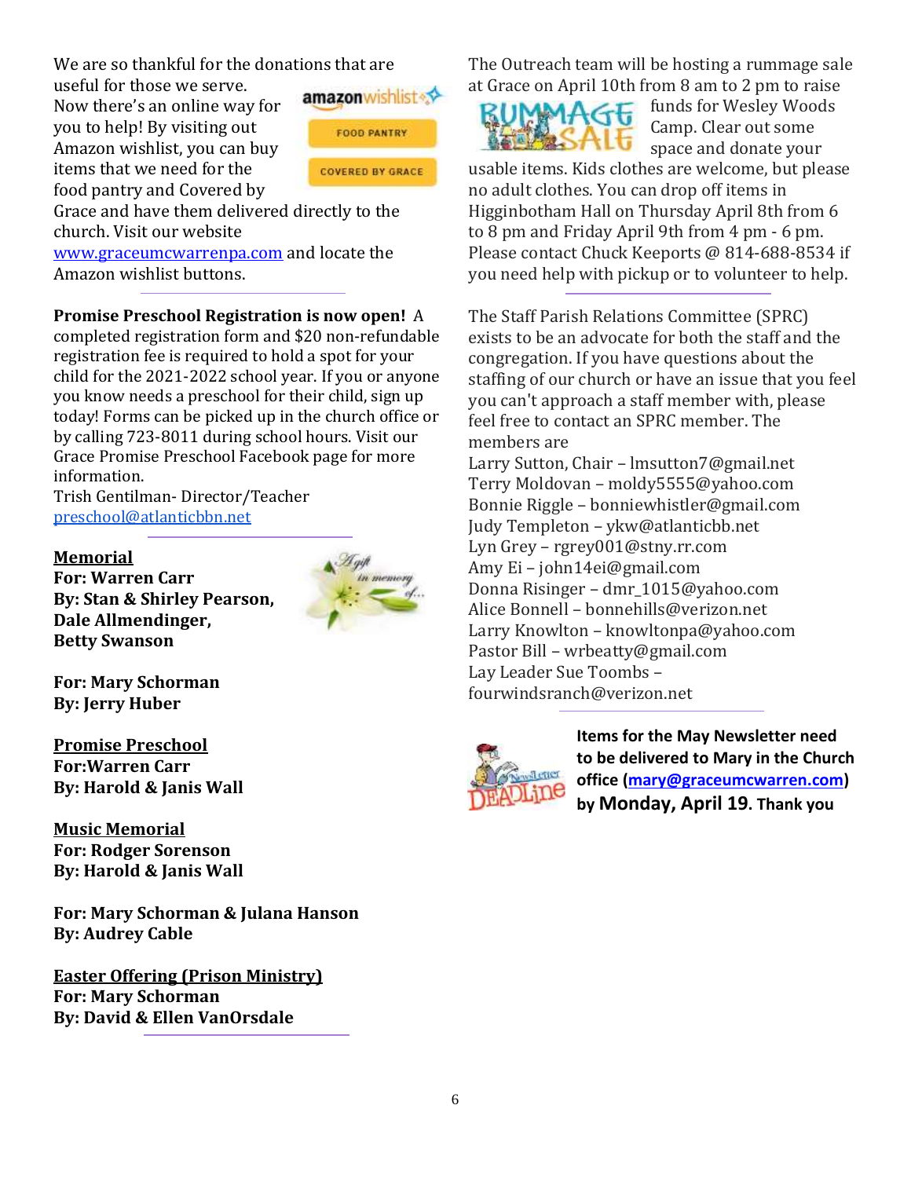We are so thankful for the donations that are useful for those we serve. Now there's an online way for you to help! By visiting out Amazon wishlist, you can buy items that we need for the food pantry and Covered by Grace and have them delivered directly to the church. Visit our website www.graceumcwarrenpa.com and locate the Amazon wishlist buttons.

**Promise Preschool Registration is now open!** A completed registration form and $20 non-refundable registration fee is required to hold a spot for your child for the 2021-2022 school year. If you or anyone you know needs a preschool for their child, sign up today! Forms can be picked up in the church office or by calling 723-8011 during school hours. Visit our Grace Promise Preschool Facebook page for more information.

Trish Gentilman- Director/Teacher
preschool@atlanticbbn.net

**Memorial**

**For: Warren Carr**
**By: Stan & Shirley Pearson, Dale Allmendinger, Betty Swanson**

**For: Mary Schorman**
**By: Jerry Huber**

**Promise Preschool**

**For:Warren Carr**
**By: Harold & Janis Wall**

**Music Memorial**

**For: Rodger Sorenson**
**By: Harold & Janis Wall**

**For: Mary Schorman & Julana Hanson**
**By: Audrey Cable**

**Easter Offering (Prison Ministry)**

**For: Mary Schorman**
**By: David & Ellen VanOrsdale**

The Outreach team will be hosting a rummage sale at Grace on April 10th from 8 am to 2 pm to raise funds for Wesley Woods Camp. Clear out some space and donate your usable items. Kids clothes are welcome, but please no adult clothes. You can drop off items in Higginbotham Hall on Thursday April 8th from 6 to 8 pm and Friday April 9th from 4 pm - 6 pm. Please contact Chuck Keeports @ 814-688-8534 if you need help with pickup or to volunteer to help.

The Staff Parish Relations Committee (SPRC) exists to be an advocate for both the staff and the congregation. If you have questions about the staffing of our church or have an issue that you feel you can't approach a staff member with, please feel free to contact an SPRC member. The members are

Larry Sutton, Chair – lmsutton7@gmail.net
Terry Moldovan – moldy5555@yahoo.com
Bonnie Riggle – bonniewhistler@gmail.com
Judy Templeton – ykw@atlanticbb.net
Lyn Grey – rgrey001@stny.rr.com
Amy Ei – john14ei@gmail.com
Donna Risinger – dmr_1015@yahoo.com
Alice Bonnell – bonnehills@verizon.net
Larry Knowlton – knowltonpa@yahoo.com
Pastor Bill – wrbeatty@gmail.com
Lay Leader Sue Toombs – fourwindsranch@verizon.net

**Items for the May Newsletter need to be delivered to Mary in the Church office (mary@graceumcwarren.com) by Monday, April 19. Thank you**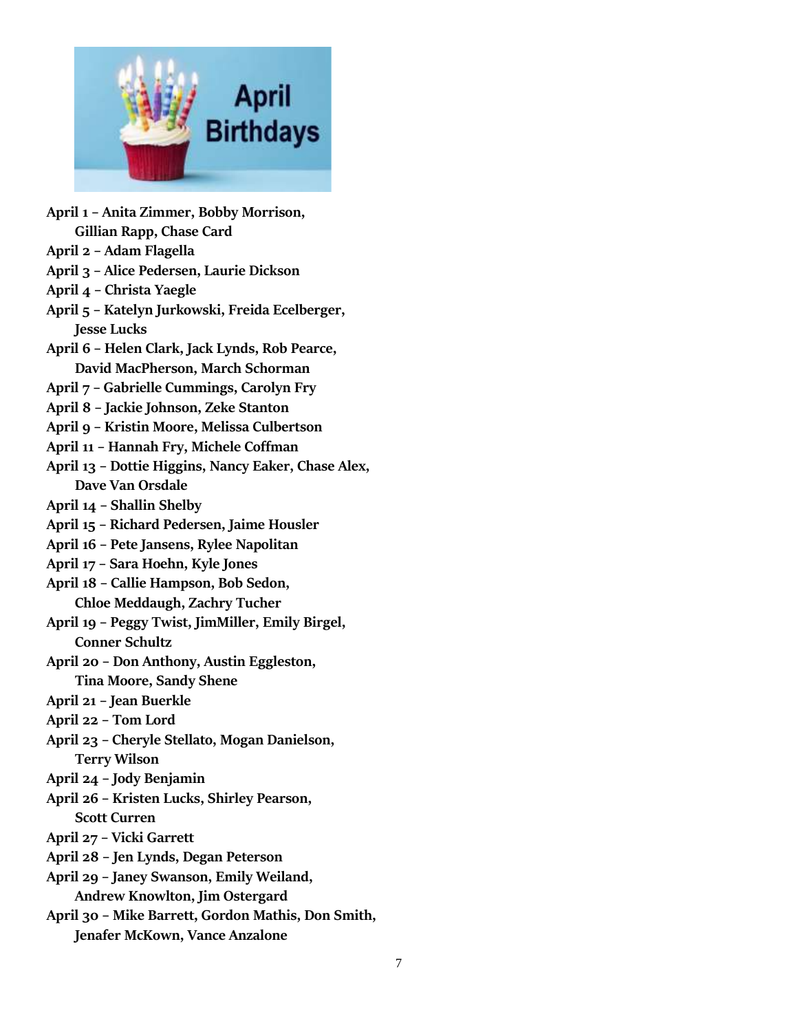# April Birthdays

**April 1 – Anita Zimmer, Bobby Morrison, Gillian Rapp, Chase Card**

**April 2 – Adam Flagella**

**April 3 – Alice Pedersen, Laurie Dickson**

**April 4 – Christa Yaegle**

**April 5 – Katelyn Jurkowski, Freida Ecelberger, Jesse Lucks**

**April 6 – Helen Clark, Jack Lynds, Rob Pearce, David MacPherson, March Schorman**

**April 7 – Gabrielle Cummings, Carolyn Fry**

**April 8 – Jackie Johnson, Zeke Stanton**

**April 9 – Kristin Moore, Melissa Culbertson**

**April 11 – Hannah Fry, Michele Coffman**

**April 13 – Dottie Higgins, Nancy Eaker, Chase Alex, Dave Van Orsdale**

**April 14 – Shallin Shelby**

**April 15 – Richard Pedersen, Jaime Housler**

**April 16 – Pete Jansens, Rylee Napolitan**

**April 17 – Sara Hoehn, Kyle Jones**

**April 18 – Callie Hampson, Bob Sedon, Chloe Meddaugh, Zachry Tucher**

**April 19 – Peggy Twist, JimMiller, Emily Birgel, Conner Schultz**

**April 20 – Don Anthony, Austin Eggleston, Tina Moore, Sandy Shene**

**April 21 – Jean Buerkle**

**April 22 – Tom Lord**

**April 23 – Cheryle Stellato, Mogan Danielson, Terry Wilson**

**April 24 – Jody Benjamin**

**April 26 – Kristen Lucks, Shirley Pearson, Scott Curren**

**April 27 – Vicki Garrett**

**April 28 – Jen Lynds, Degan Peterson**

**April 29 – Janey Swanson, Emily Weiland, Andrew Knowlton, Jim Ostergard**

**April 30 – Mike Barrett, Gordon Mathis, Don Smith, Jenafer McKown, Vance Anzalone**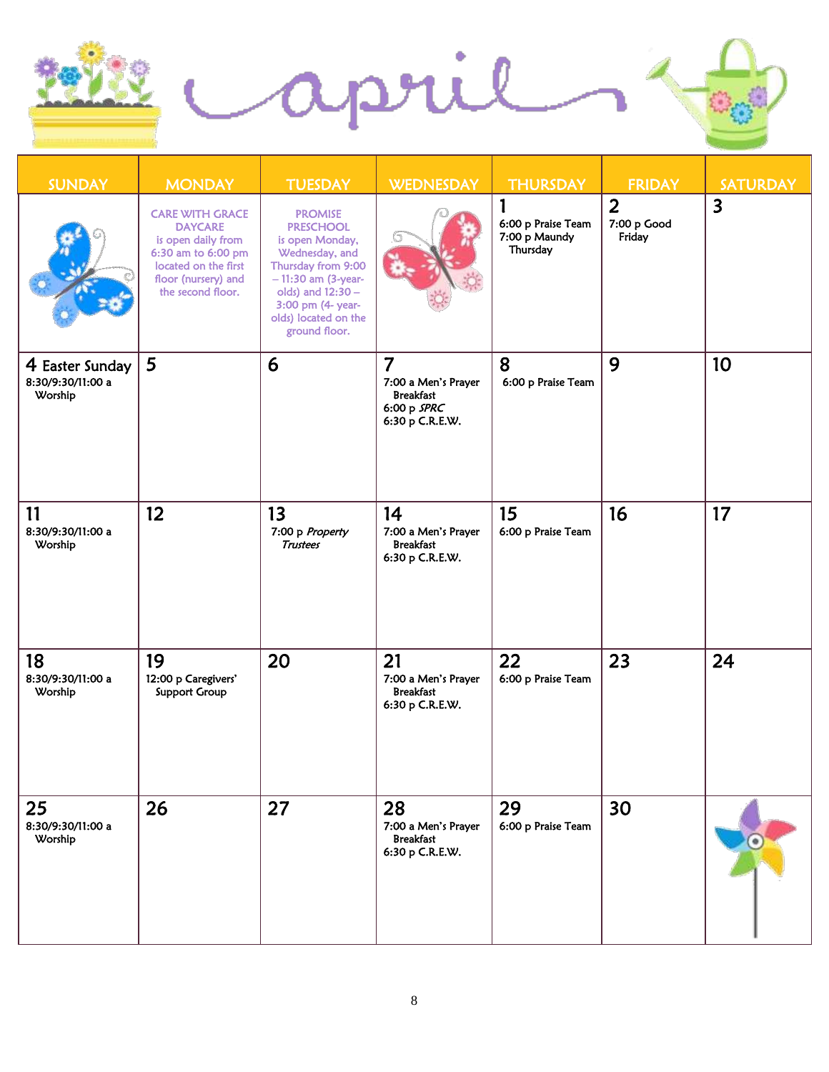# april

| SUNDAY | MONDAY | TUESDAY | WEDNESDAY | THURSDAY | FRIDAY | SATURDAY |
| --- | --- | --- | --- | --- | --- | --- |
| | CARE WITH GRACE DAYCARE is open daily from 6:30 am to 6:00 pm located on the first floor (nursery) and the second floor. | PROMISE PRESCHOOL is open Monday, Wednesday, and Thursday from 9:00 – 11:30 am (3-year-olds) and 12:30 – 3:00 pm (4- year-olds) located on the ground floor. | | **1** 6:00 p Praise Team 7:00 p Maundy Thursday | **2** 7:00 p Good Friday | **3** |
| **4 Easter Sunday** 8:30/9:30/11:00 a Worship | **5** | **6** | **7** 7:00 a Men's Prayer Breakfast 6:00 p *SPRC* 6:30 p C.R.E.W. | **8** 6:00 p Praise Team | **9** | **10** |
| **11** 8:30/9:30/11:00 a Worship | **12** | **13** 7:00 p *Property Trustees* | **14** 7:00 a Men's Prayer Breakfast 6:30 p C.R.E.W. | **15** 6:00 p Praise Team | **16** | **17** |
| **18** 8:30/9:30/11:00 a Worship | **19** 12:00 p Caregivers' Support Group | **20** | **21** 7:00 a Men's Prayer Breakfast 6:30 p C.R.E.W. | **22** 6:00 p Praise Team | **23** | **24** |
| **25** 8:30/9:30/11:00 a Worship | **26** | **27** | **28** 7:00 a Men's Prayer Breakfast 6:30 p C.R.E.W. | **29** 6:00 p Praise Team | **30** | |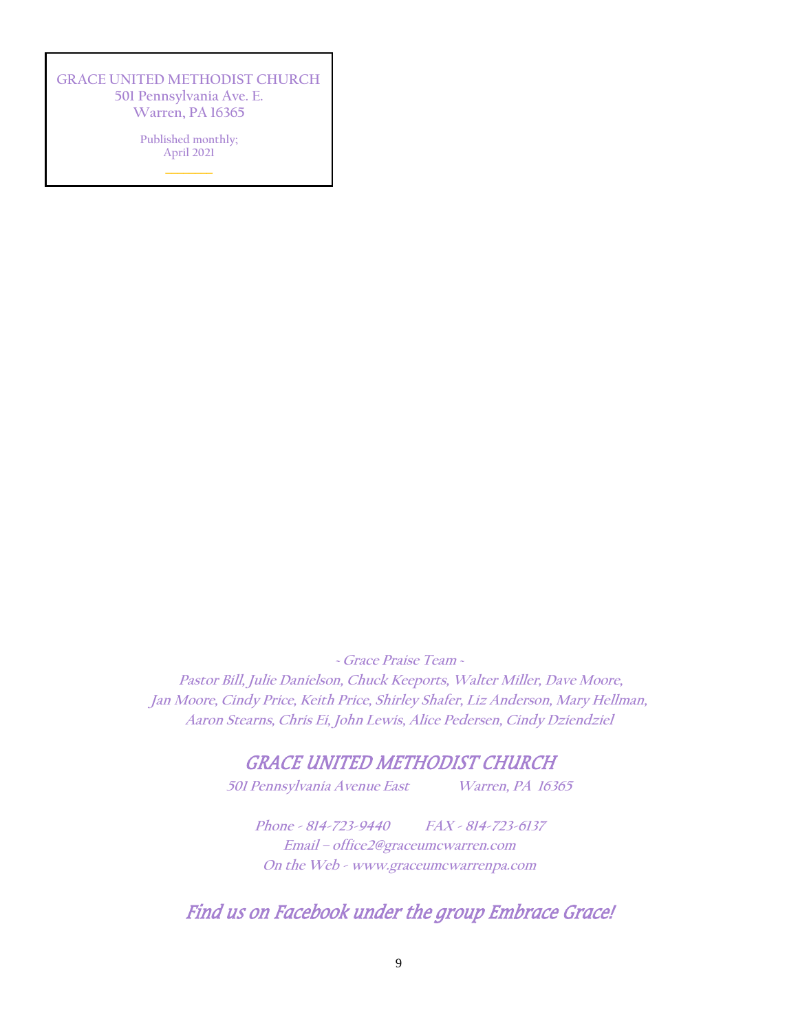GRACE UNITED METHODIST CHURCH
501 Pennsylvania Ave. E.
Warren, PA 16365

Published monthly;
April 2021

**~ Grace Praise Team ~**

**Pastor Bill, Julie Danielson, Chuck Keeports, Walter Miller, Dave Moore, Jan Moore, Cindy Price, Keith Price, Shirley Shafer, Liz Anderson, Mary Hellman, Aaron Stearns, Chris Ei, John Lewis, Alice Pedersen, Cindy Dziendziel**

# *GRACE UNITED METHODIST CHURCH*

***501 Pennsylvania Avenue East Warren, PA 16365***

***Phone - 814-723-9440 FAX - 814-723-6137***
***Email – office2@graceumcwarren.com***
***On the Web - www.graceumcwarrenpa.com***

## *Find us on Facebook under the group Embrace Grace!*